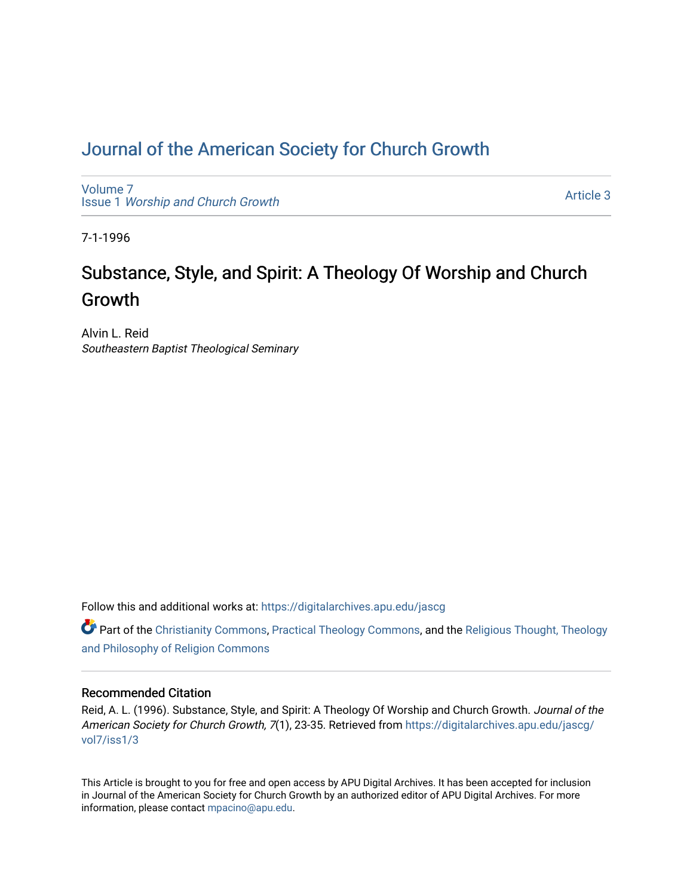# Journal of the American Society for Church Growth

Volume 7
Issue 1 *Worship and Church Growth*

Article 3

7-1-1996

## Substance, Style, and Spirit: A Theology Of Worship and Church Growth

Alvin L. Reid
*Southeastern Baptist Theological Seminary*

Follow this and additional works at: https://digitalarchives.apu.edu/jascg

Part of the Christianity Commons, Practical Theology Commons, and the Religious Thought, Theology and Philosophy of Religion Commons

### Recommended Citation

Reid, A. L. (1996). Substance, Style, and Spirit: A Theology Of Worship and Church Growth. *Journal of the American Society for Church Growth, 7*(1), 23-35. Retrieved from https://digitalarchives.apu.edu/jascg/vol7/iss1/3

This Article is brought to you for free and open access by APU Digital Archives. It has been accepted for inclusion in Journal of the American Society for Church Growth by an authorized editor of APU Digital Archives. For more information, please contact mpacino@apu.edu.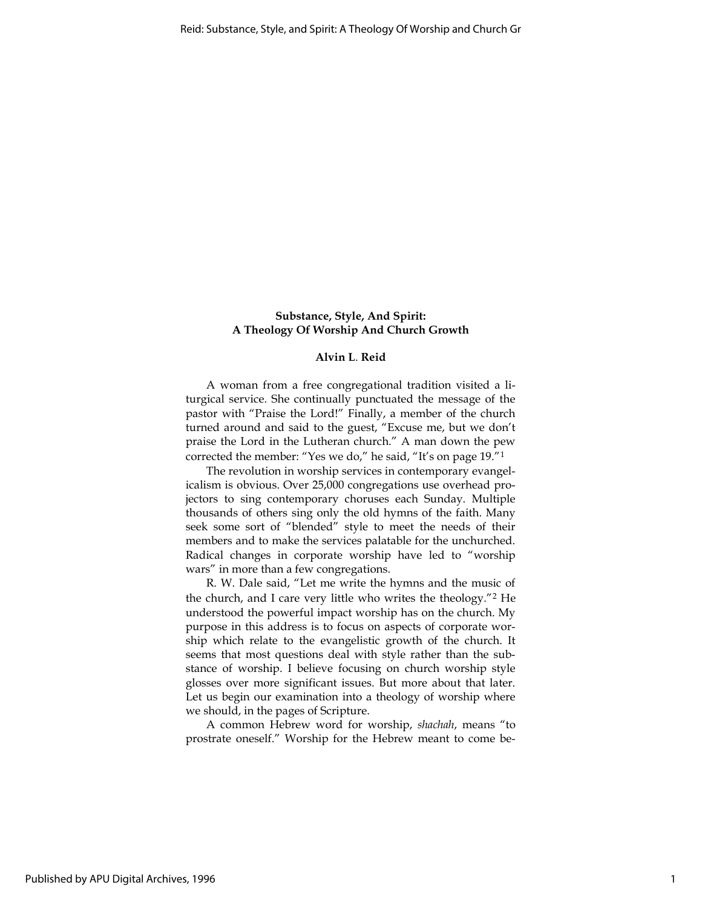**Substance, Style, And Spirit:**
**A Theology Of Worship And Church Growth**

**Alvin L. Reid**

A woman from a free congregational tradition visited a liturgical service. She continually punctuated the message of the pastor with "Praise the Lord!" Finally, a member of the church turned around and said to the guest, "Excuse me, but we don't praise the Lord in the Lutheran church." A man down the pew corrected the member: "Yes we do," he said, "It's on page 19."[1]

The revolution in worship services in contemporary evangelicalism is obvious. Over 25,000 congregations use overhead projectors to sing contemporary choruses each Sunday. Multiple thousands of others sing only the old hymns of the faith. Many seek some sort of "blended" style to meet the needs of their members and to make the services palatable for the unchurched. Radical changes in corporate worship have led to "worship wars" in more than a few congregations.

R. W. Dale said, "Let me write the hymns and the music of the church, and I care very little who writes the theology."[2] He understood the powerful impact worship has on the church. My purpose in this address is to focus on aspects of corporate worship which relate to the evangelistic growth of the church. It seems that most questions deal with style rather than the substance of worship. I believe focusing on church worship style glosses over more significant issues. But more about that later. Let us begin our examination into a theology of worship where we should, in the pages of Scripture.

A common Hebrew word for worship, *shachah*, means "to prostrate oneself." Worship for the Hebrew meant to come be-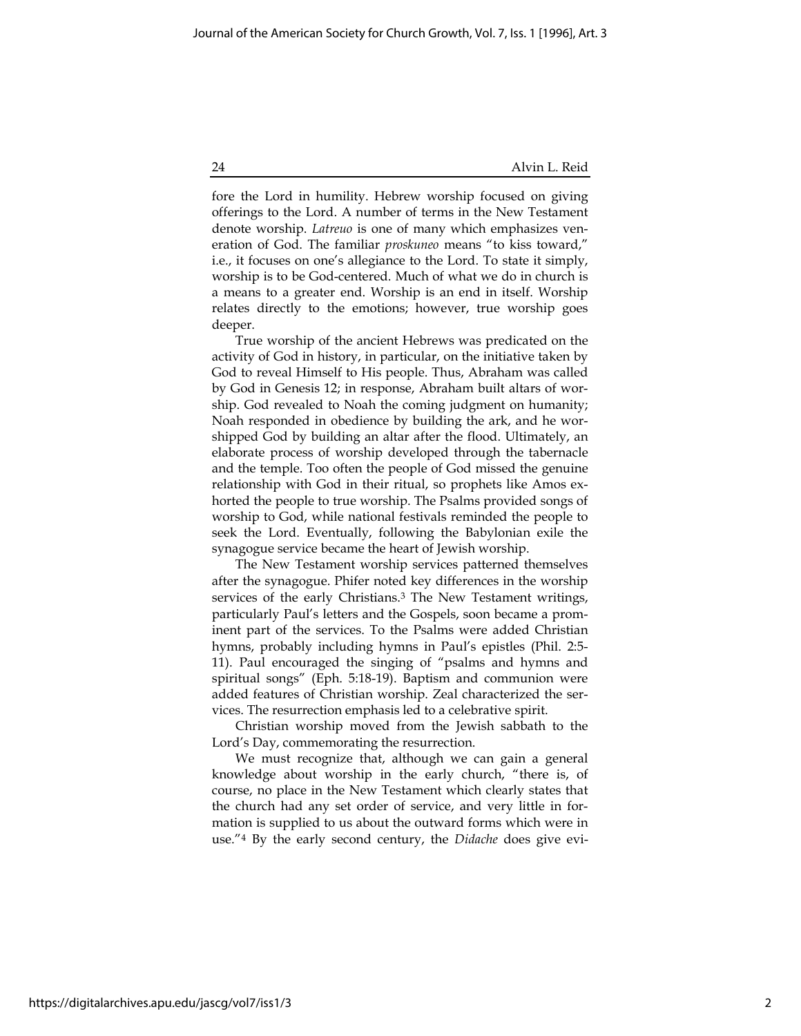fore the Lord in humility. Hebrew worship focused on giving offerings to the Lord. A number of terms in the New Testament denote worship. *Latreuo* is one of many which emphasizes veneration of God. The familiar *proskuneo* means "to kiss toward," i.e., it focuses on one's allegiance to the Lord. To state it simply, worship is to be God-centered. Much of what we do in church is a means to a greater end. Worship is an end in itself. Worship relates directly to the emotions; however, true worship goes deeper.

True worship of the ancient Hebrews was predicated on the activity of God in history, in particular, on the initiative taken by God to reveal Himself to His people. Thus, Abraham was called by God in Genesis 12; in response, Abraham built altars of worship. God revealed to Noah the coming judgment on humanity; Noah responded in obedience by building the ark, and he worshipped God by building an altar after the flood. Ultimately, an elaborate process of worship developed through the tabernacle and the temple. Too often the people of God missed the genuine relationship with God in their ritual, so prophets like Amos exhorted the people to true worship. The Psalms provided songs of worship to God, while national festivals reminded the people to seek the Lord. Eventually, following the Babylonian exile the synagogue service became the heart of Jewish worship.

The New Testament worship services patterned themselves after the synagogue. Phifer noted key differences in the worship services of the early Christians.[3] The New Testament writings, particularly Paul's letters and the Gospels, soon became a prominent part of the services. To the Psalms were added Christian hymns, probably including hymns in Paul's epistles (Phil. 2:5-11). Paul encouraged the singing of "psalms and hymns and spiritual songs" (Eph. 5:18-19). Baptism and communion were added features of Christian worship. Zeal characterized the services. The resurrection emphasis led to a celebrative spirit.

Christian worship moved from the Jewish sabbath to the Lord's Day, commemorating the resurrection.

We must recognize that, although we can gain a general knowledge about worship in the early church, "there is, of course, no place in the New Testament which clearly states that the church had any set order of service, and very little in formation is supplied to us about the outward forms which were in use."[4] By the early second century, the *Didache* does give evi-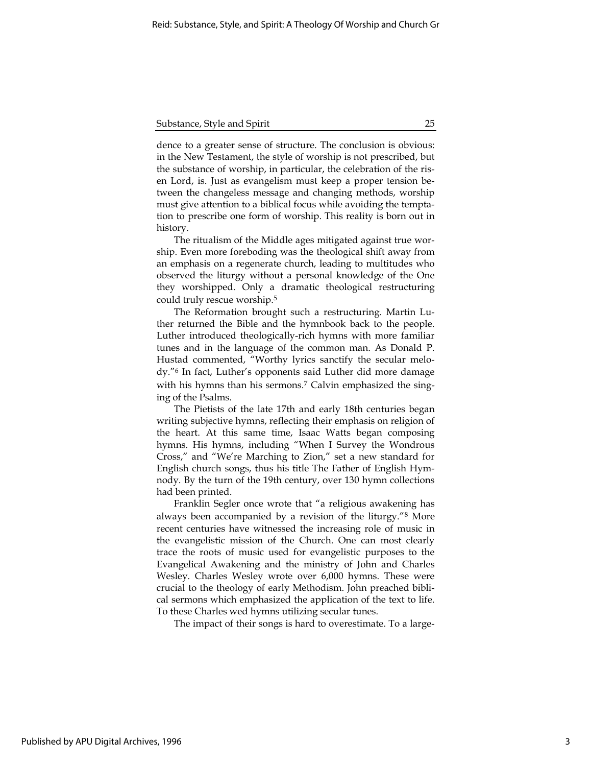dence to a greater sense of structure. The conclusion is obvious: in the New Testament, the style of worship is not prescribed, but the substance of worship, in particular, the celebration of the risen Lord, is. Just as evangelism must keep a proper tension between the changeless message and changing methods, worship must give attention to a biblical focus while avoiding the temptation to prescribe one form of worship. This reality is born out in history.

The ritualism of the Middle ages mitigated against true worship. Even more foreboding was the theological shift away from an emphasis on a regenerate church, leading to multitudes who observed the liturgy without a personal knowledge of the One they worshipped. Only a dramatic theological restructuring could truly rescue worship.[5]

The Reformation brought such a restructuring. Martin Luther returned the Bible and the hymnbook back to the people. Luther introduced theologically-rich hymns with more familiar tunes and in the language of the common man. As Donald P. Hustad commented, "Worthy lyrics sanctify the secular melody."[6] In fact, Luther's opponents said Luther did more damage with his hymns than his sermons.[7] Calvin emphasized the singing of the Psalms.

The Pietists of the late 17th and early 18th centuries began writing subjective hymns, reflecting their emphasis on religion of the heart. At this same time, Isaac Watts began composing hymns. His hymns, including "When I Survey the Wondrous Cross," and "We're Marching to Zion," set a new standard for English church songs, thus his title The Father of English Hymnody. By the turn of the 19th century, over 130 hymn collections had been printed.

Franklin Segler once wrote that "a religious awakening has always been accompanied by a revision of the liturgy."[8] More recent centuries have witnessed the increasing role of music in the evangelistic mission of the Church. One can most clearly trace the roots of music used for evangelistic purposes to the Evangelical Awakening and the ministry of John and Charles Wesley. Charles Wesley wrote over 6,000 hymns. These were crucial to the theology of early Methodism. John preached biblical sermons which emphasized the application of the text to life. To these Charles wed hymns utilizing secular tunes.

The impact of their songs is hard to overestimate. To a large-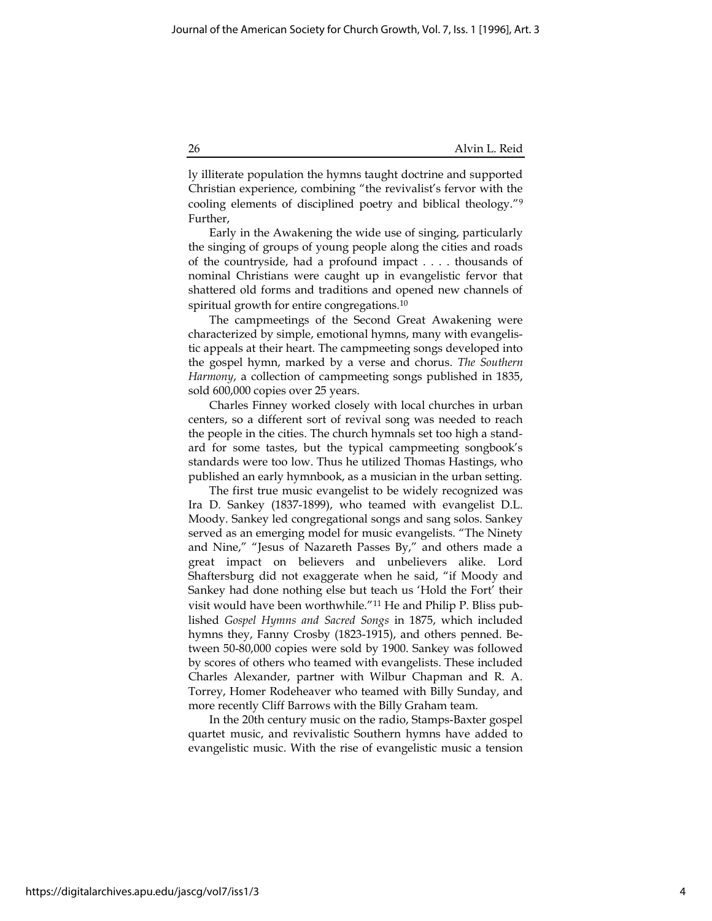ly illiterate population the hymns taught doctrine and supported Christian experience, combining "the revivalist's fervor with the cooling elements of disciplined poetry and biblical theology."[9] Further,

> Early in the Awakening the wide use of singing, particularly the singing of groups of young people along the cities and roads of the countryside, had a profound impact . . . . thousands of nominal Christians were caught up in evangelistic fervor that shattered old forms and traditions and opened new channels of spiritual growth for entire congregations.[10]

The campmeetings of the Second Great Awakening were characterized by simple, emotional hymns, many with evangelistic appeals at their heart. The campmeeting songs developed into the gospel hymn, marked by a verse and chorus. *The Southern Harmony*, a collection of campmeeting songs published in 1835, sold 600,000 copies over 25 years.

Charles Finney worked closely with local churches in urban centers, so a different sort of revival song was needed to reach the people in the cities. The church hymnals set too high a standard for some tastes, but the typical campmeeting songbook's standards were too low. Thus he utilized Thomas Hastings, who published an early hymnbook, as a musician in the urban setting.

The first true music evangelist to be widely recognized was Ira D. Sankey (1837-1899), who teamed with evangelist D.L. Moody. Sankey led congregational songs and sang solos. Sankey served as an emerging model for music evangelists. "The Ninety and Nine," "Jesus of Nazareth Passes By," and others made a great impact on believers and unbelievers alike. Lord Shaftersburg did not exaggerate when he said, "if Moody and Sankey had done nothing else but teach us 'Hold the Fort' their visit would have been worthwhile."[11] He and Philip P. Bliss published *Gospel Hymns and Sacred Songs* in 1875, which included hymns they, Fanny Crosby (1823-1915), and others penned. Between 50-80,000 copies were sold by 1900. Sankey was followed by scores of others who teamed with evangelists. These included Charles Alexander, partner with Wilbur Chapman and R. A. Torrey, Homer Rodeheaver who teamed with Billy Sunday, and more recently Cliff Barrows with the Billy Graham team.

In the 20th century music on the radio, Stamps-Baxter gospel quartet music, and revivalistic Southern hymns have added to evangelistic music. With the rise of evangelistic music a tension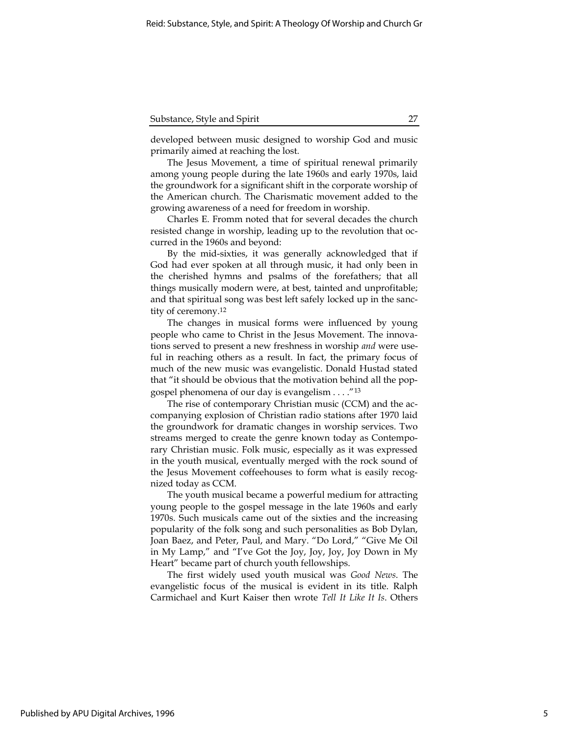developed between music designed to worship God and music primarily aimed at reaching the lost.

The Jesus Movement, a time of spiritual renewal primarily among young people during the late 1960s and early 1970s, laid the groundwork for a significant shift in the corporate worship of the American church. The Charismatic movement added to the growing awareness of a need for freedom in worship.

Charles E. Fromm noted that for several decades the church resisted change in worship, leading up to the revolution that occurred in the 1960s and beyond:

By the mid-sixties, it was generally acknowledged that if God had ever spoken at all through music, it had only been in the cherished hymns and psalms of the forefathers; that all things musically modern were, at best, tainted and unprofitable; and that spiritual song was best left safely locked up in the sanctity of ceremony.[12]

The changes in musical forms were influenced by young people who came to Christ in the Jesus Movement. The innovations served to present a new freshness in worship *and* were useful in reaching others as a result. In fact, the primary focus of much of the new music was evangelistic. Donald Hustad stated that "it should be obvious that the motivation behind all the pop-gospel phenomena of our day is evangelism . . . ."[13]

The rise of contemporary Christian music (CCM) and the accompanying explosion of Christian radio stations after 1970 laid the groundwork for dramatic changes in worship services. Two streams merged to create the genre known today as Contemporary Christian music. Folk music, especially as it was expressed in the youth musical, eventually merged with the rock sound of the Jesus Movement coffeehouses to form what is easily recognized today as CCM.

The youth musical became a powerful medium for attracting young people to the gospel message in the late 1960s and early 1970s. Such musicals came out of the sixties and the increasing popularity of the folk song and such personalities as Bob Dylan, Joan Baez, and Peter, Paul, and Mary. "Do Lord," "Give Me Oil in My Lamp," and "I've Got the Joy, Joy, Joy, Joy Down in My Heart" became part of church youth fellowships.

The first widely used youth musical was *Good News*. The evangelistic focus of the musical is evident in its title. Ralph Carmichael and Kurt Kaiser then wrote *Tell It Like It Is*. Others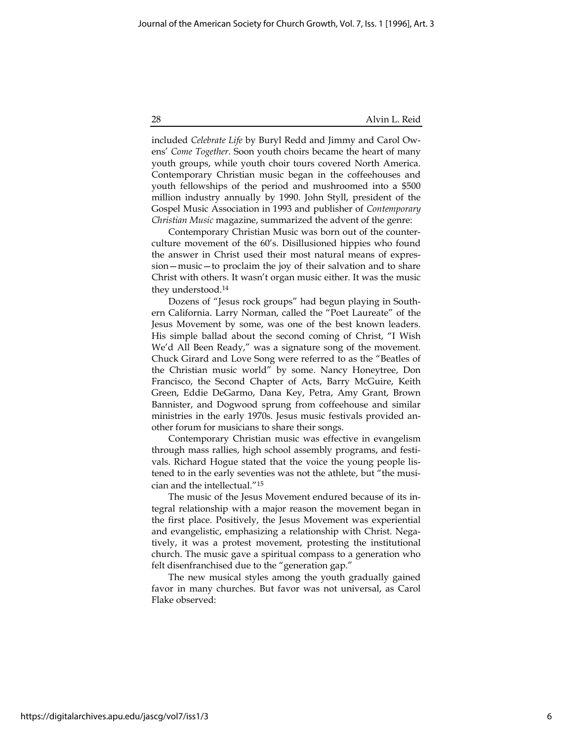included *Celebrate Life* by Buryl Redd and Jimmy and Carol Owens' *Come Together*. Soon youth choirs became the heart of many youth groups, while youth choir tours covered North America. Contemporary Christian music began in the coffeehouses and youth fellowships of the period and mushroomed into a $500 million industry annually by 1990. John Styll, president of the Gospel Music Association in 1993 and publisher of *Contemporary Christian Music* magazine, summarized the advent of the genre:

> Contemporary Christian Music was born out of the counterculture movement of the 60's. Disillusioned hippies who found the answer in Christ used their most natural means of expression—music—to proclaim the joy of their salvation and to share Christ with others. It wasn't organ music either. It was the music they understood.[14]

Dozens of "Jesus rock groups" had begun playing in Southern California. Larry Norman, called the "Poet Laureate" of the Jesus Movement by some, was one of the best known leaders. His simple ballad about the second coming of Christ, "I Wish We'd All Been Ready," was a signature song of the movement. Chuck Girard and Love Song were referred to as the "Beatles of the Christian music world" by some. Nancy Honeytree, Don Francisco, the Second Chapter of Acts, Barry McGuire, Keith Green, Eddie DeGarmo, Dana Key, Petra, Amy Grant, Brown Bannister, and Dogwood sprung from coffeehouse and similar ministries in the early 1970s. Jesus music festivals provided another forum for musicians to share their songs.

Contemporary Christian music was effective in evangelism through mass rallies, high school assembly programs, and festivals. Richard Hogue stated that the voice the young people listened to in the early seventies was not the athlete, but "the musician and the intellectual."[15]

The music of the Jesus Movement endured because of its integral relationship with a major reason the movement began in the first place. Positively, the Jesus Movement was experiential and evangelistic, emphasizing a relationship with Christ. Negatively, it was a protest movement, protesting the institutional church. The music gave a spiritual compass to a generation who felt disenfranchised due to the "generation gap."

The new musical styles among the youth gradually gained favor in many churches. But favor was not universal, as Carol Flake observed: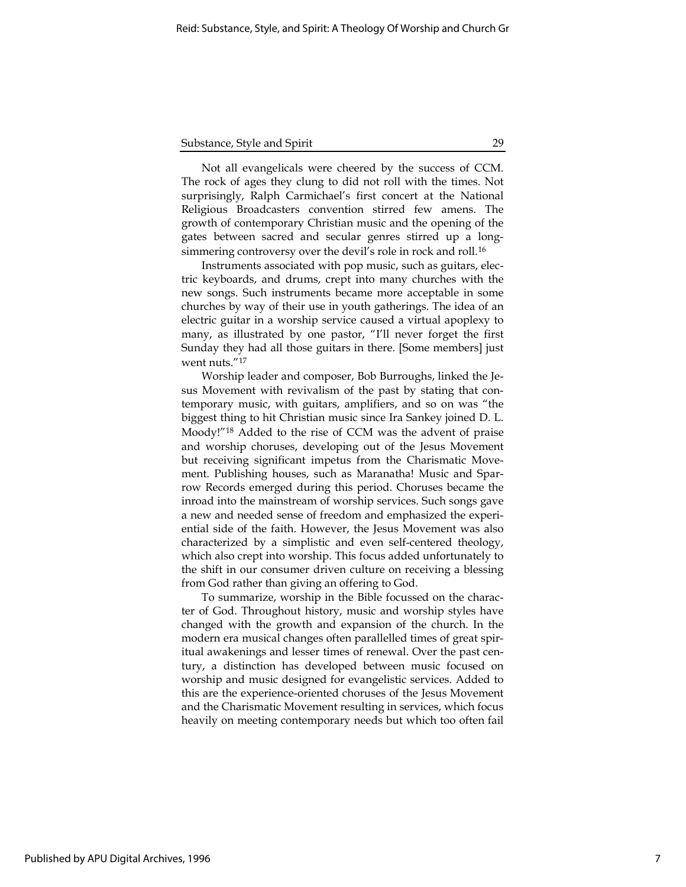Not all evangelicals were cheered by the success of CCM. The rock of ages they clung to did not roll with the times. Not surprisingly, Ralph Carmichael's first concert at the National Religious Broadcasters convention stirred few amens. The growth of contemporary Christian music and the opening of the gates between sacred and secular genres stirred up a long-simmering controversy over the devil's role in rock and roll.[16]

Instruments associated with pop music, such as guitars, electric keyboards, and drums, crept into many churches with the new songs. Such instruments became more acceptable in some churches by way of their use in youth gatherings. The idea of an electric guitar in a worship service caused a virtual apoplexy to many, as illustrated by one pastor, "I'll never forget the first Sunday they had all those guitars in there. [Some members] just went nuts."[17]

Worship leader and composer, Bob Burroughs, linked the Jesus Movement with revivalism of the past by stating that contemporary music, with guitars, amplifiers, and so on was "the biggest thing to hit Christian music since Ira Sankey joined D. L. Moody!"[18] Added to the rise of CCM was the advent of praise and worship choruses, developing out of the Jesus Movement but receiving significant impetus from the Charismatic Movement. Publishing houses, such as Maranatha! Music and Sparrow Records emerged during this period. Choruses became the inroad into the mainstream of worship services. Such songs gave a new and needed sense of freedom and emphasized the experiential side of the faith. However, the Jesus Movement was also characterized by a simplistic and even self-centered theology, which also crept into worship. This focus added unfortunately to the shift in our consumer driven culture on receiving a blessing from God rather than giving an offering to God.

To summarize, worship in the Bible focussed on the character of God. Throughout history, music and worship styles have changed with the growth and expansion of the church. In the modern era musical changes often parallelled times of great spiritual awakenings and lesser times of renewal. Over the past century, a distinction has developed between music focused on worship and music designed for evangelistic services. Added to this are the experience-oriented choruses of the Jesus Movement and the Charismatic Movement resulting in services, which focus heavily on meeting contemporary needs but which too often fail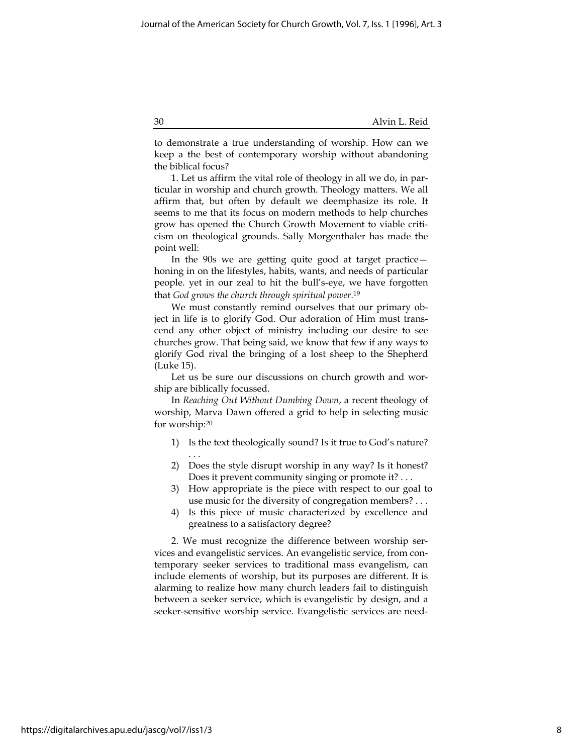to demonstrate a true understanding of worship. How can we keep a the best of contemporary worship without abandoning the biblical focus?

1. Let us affirm the vital role of theology in all we do, in particular in worship and church growth. Theology matters. We all affirm that, but often by default we deemphasize its role. It seems to me that its focus on modern methods to help churches grow has opened the Church Growth Movement to viable criticism on theological grounds. Sally Morgenthaler has made the point well:

In the 90s we are getting quite good at target practice—honing in on the lifestyles, habits, wants, and needs of particular people. yet in our zeal to hit the bull's-eye, we have forgotten that *God grows the church through spiritual power*.[19]

We must constantly remind ourselves that our primary object in life is to glorify God. Our adoration of Him must transcend any other object of ministry including our desire to see churches grow. That being said, we know that few if any ways to glorify God rival the bringing of a lost sheep to the Shepherd (Luke 15).

Let us be sure our discussions on church growth and worship are biblically focussed.

In *Reaching Out Without Dumbing Down*, a recent theology of worship, Marva Dawn offered a grid to help in selecting music for worship:[20]

1) Is the text theologically sound? Is it true to God's nature? . . .
2) Does the style disrupt worship in any way? Is it honest? Does it prevent community singing or promote it? . . .
3) How appropriate is the piece with respect to our goal to use music for the diversity of congregation members? . . .
4) Is this piece of music characterized by excellence and greatness to a satisfactory degree?

2. We must recognize the difference between worship services and evangelistic services. An evangelistic service, from contemporary seeker services to traditional mass evangelism, can include elements of worship, but its purposes are different. It is alarming to realize how many church leaders fail to distinguish between a seeker service, which is evangelistic by design, and a seeker-sensitive worship service. Evangelistic services are need-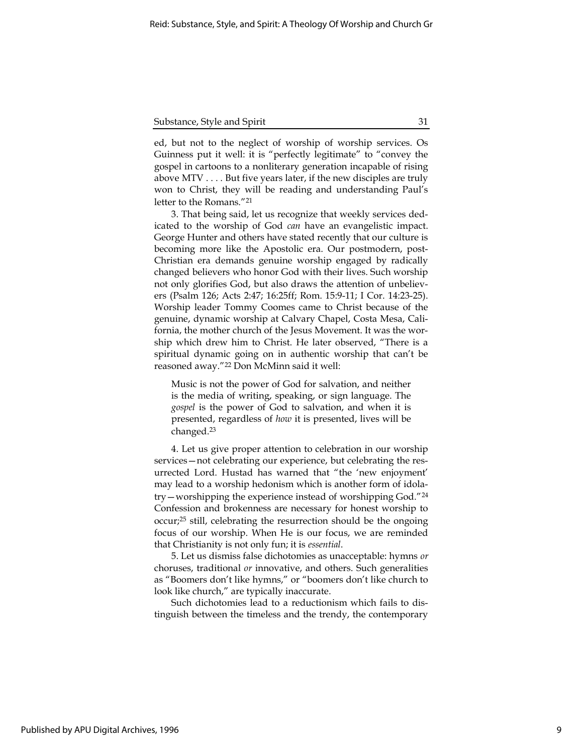ed, but not to the neglect of worship of worship services. Os Guinness put it well: it is "perfectly legitimate" to "convey the gospel in cartoons to a nonliterary generation incapable of rising above MTV . . . . But five years later, if the new disciples are truly won to Christ, they will be reading and understanding Paul's letter to the Romans."[21]

3. That being said, let us recognize that weekly services dedicated to the worship of God *can* have an evangelistic impact. George Hunter and others have stated recently that our culture is becoming more like the Apostolic era. Our postmodern, post-Christian era demands genuine worship engaged by radically changed believers who honor God with their lives. Such worship not only glorifies God, but also draws the attention of unbelievers (Psalm 126; Acts 2:47; 16:25ff; Rom. 15:9-11; I Cor. 14:23-25). Worship leader Tommy Coomes came to Christ because of the genuine, dynamic worship at Calvary Chapel, Costa Mesa, California, the mother church of the Jesus Movement. It was the worship which drew him to Christ. He later observed, "There is a spiritual dynamic going on in authentic worship that can't be reasoned away."[22] Don McMinn said it well:

> Music is not the power of God for salvation, and neither is the media of writing, speaking, or sign language. The *gospel* is the power of God to salvation, and when it is presented, regardless of *how* it is presented, lives will be changed.[23]

4. Let us give proper attention to celebration in our worship services—not celebrating our experience, but celebrating the resurrected Lord. Hustad has warned that "the 'new enjoyment' may lead to a worship hedonism which is another form of idolatry—worshipping the experience instead of worshipping God."[24] Confession and brokenness are necessary for honest worship to occur;[25] still, celebrating the resurrection should be the ongoing focus of our worship. When He is our focus, we are reminded that Christianity is not only fun; it is *essential*.

5. Let us dismiss false dichotomies as unacceptable: hymns *or* choruses, traditional *or* innovative, and others. Such generalities as "Boomers don't like hymns," or "boomers don't like church to look like church," are typically inaccurate.

Such dichotomies lead to a reductionism which fails to distinguish between the timeless and the trendy, the contemporary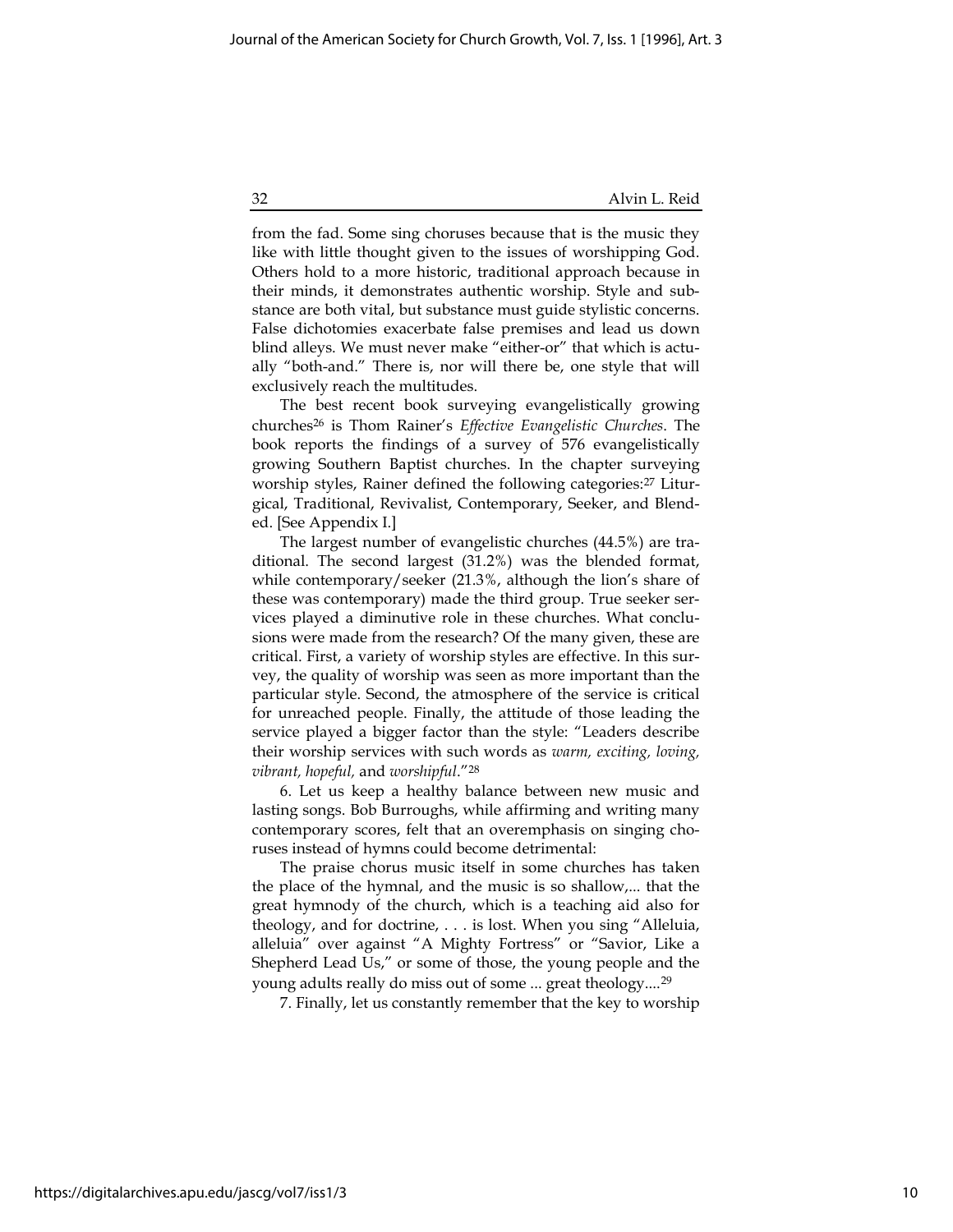from the fad. Some sing choruses because that is the music they like with little thought given to the issues of worshipping God. Others hold to a more historic, traditional approach because in their minds, it demonstrates authentic worship. Style and substance are both vital, but substance must guide stylistic concerns. False dichotomies exacerbate false premises and lead us down blind alleys. We must never make "either-or" that which is actually "both-and." There is, nor will there be, one style that will exclusively reach the multitudes.

The best recent book surveying evangelistically growing churches[26] is Thom Rainer's *Effective Evangelistic Churches*. The book reports the findings of a survey of 576 evangelistically growing Southern Baptist churches. In the chapter surveying worship styles, Rainer defined the following categories:[27] Liturgical, Traditional, Revivalist, Contemporary, Seeker, and Blended. [See Appendix I.]

The largest number of evangelistic churches (44.5%) are traditional. The second largest (31.2%) was the blended format, while contemporary/seeker (21.3%, although the lion's share of these was contemporary) made the third group. True seeker services played a diminutive role in these churches. What conclusions were made from the research? Of the many given, these are critical. First, a variety of worship styles are effective. In this survey, the quality of worship was seen as more important than the particular style. Second, the atmosphere of the service is critical for unreached people. Finally, the attitude of those leading the service played a bigger factor than the style: "Leaders describe their worship services with such words as *warm, exciting, loving, vibrant, hopeful,* and *worshipful*."[28]

6. Let us keep a healthy balance between new music and lasting songs. Bob Burroughs, while affirming and writing many contemporary scores, felt that an overemphasis on singing choruses instead of hymns could become detrimental:

> The praise chorus music itself in some churches has taken the place of the hymnal, and the music is so shallow,... that the great hymnody of the church, which is a teaching aid also for theology, and for doctrine, . . . is lost. When you sing "Alleluia, alleluia" over against "A Mighty Fortress" or "Savior, Like a Shepherd Lead Us," or some of those, the young people and the young adults really do miss out of some ... great theology....[29]

7. Finally, let us constantly remember that the key to worship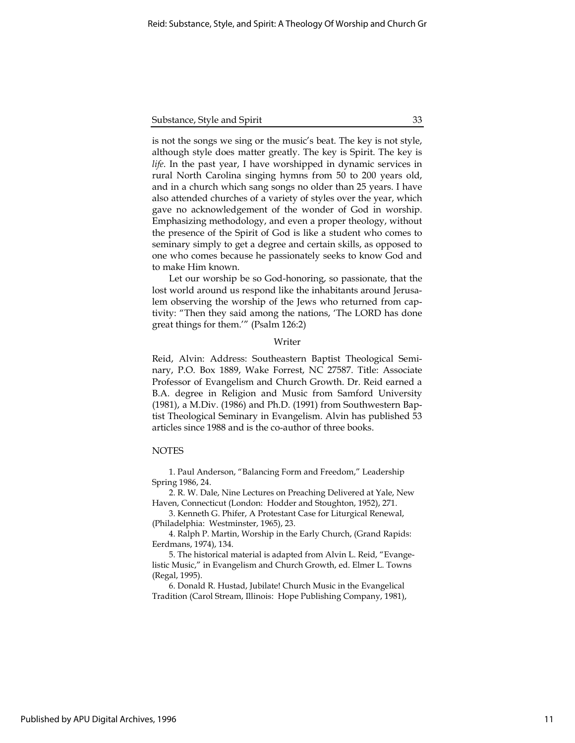is not the songs we sing or the music's beat. The key is not style, although style does matter greatly. The key is Spirit. The key is *life*. In the past year, I have worshipped in dynamic services in rural North Carolina singing hymns from 50 to 200 years old, and in a church which sang songs no older than 25 years. I have also attended churches of a variety of styles over the year, which gave no acknowledgement of the wonder of God in worship. Emphasizing methodology, and even a proper theology, without the presence of the Spirit of God is like a student who comes to seminary simply to get a degree and certain skills, as opposed to one who comes because he passionately seeks to know God and to make Him known.

Let our worship be so God-honoring, so passionate, that the lost world around us respond like the inhabitants around Jerusalem observing the worship of the Jews who returned from captivity: "Then they said among the nations, 'The LORD has done great things for them.'" (Psalm 126:2)

## Writer

Reid, Alvin: Address: Southeastern Baptist Theological Seminary, P.O. Box 1889, Wake Forrest, NC 27587. Title: Associate Professor of Evangelism and Church Growth. Dr. Reid earned a B.A. degree in Religion and Music from Samford University (1981), a M.Div. (1986) and Ph.D. (1991) from Southwestern Baptist Theological Seminary in Evangelism. Alvin has published 53 articles since 1988 and is the co-author of three books.

## NOTES

1. Paul Anderson, "Balancing Form and Freedom," Leadership Spring 1986, 24.

2. R. W. Dale, Nine Lectures on Preaching Delivered at Yale, New Haven, Connecticut (London: Hodder and Stoughton, 1952), 271.

3. Kenneth G. Phifer, A Protestant Case for Liturgical Renewal, (Philadelphia: Westminster, 1965), 23.

4. Ralph P. Martin, Worship in the Early Church, (Grand Rapids: Eerdmans, 1974), 134.

5. The historical material is adapted from Alvin L. Reid, "Evangelistic Music," in Evangelism and Church Growth, ed. Elmer L. Towns (Regal, 1995).

6. Donald R. Hustad, Jubilate! Church Music in the Evangelical Tradition (Carol Stream, Illinois: Hope Publishing Company, 1981),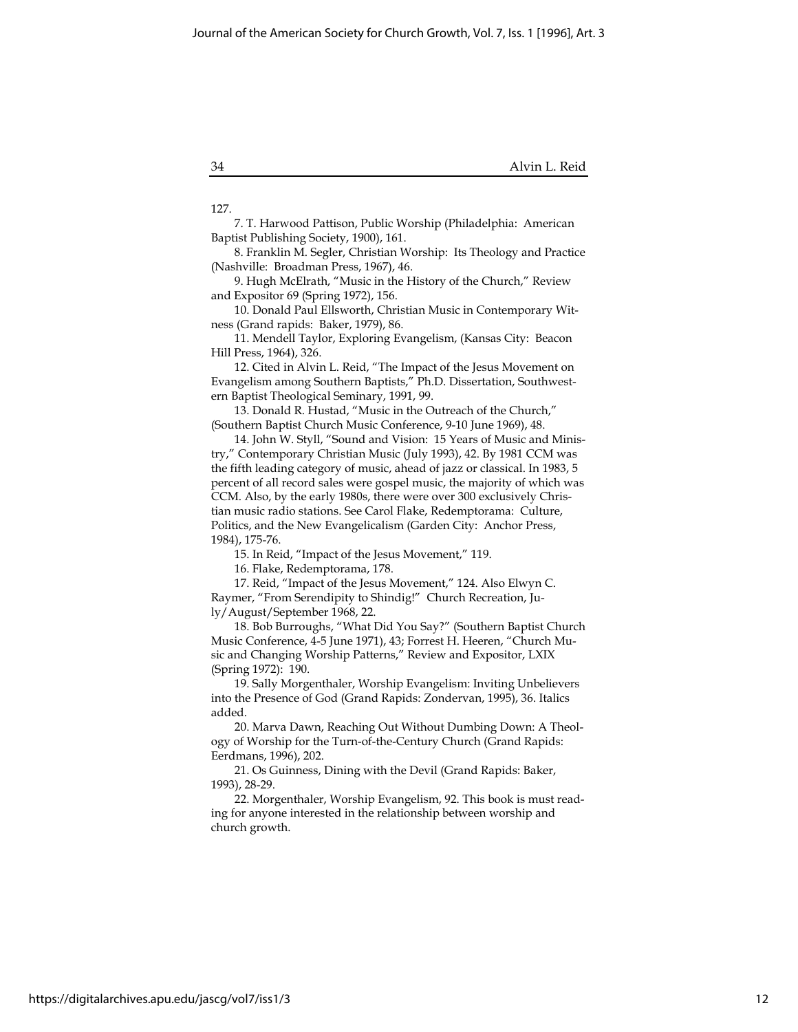127.

7. T. Harwood Pattison, Public Worship (Philadelphia: American Baptist Publishing Society, 1900), 161.

8. Franklin M. Segler, Christian Worship: Its Theology and Practice (Nashville: Broadman Press, 1967), 46.

9. Hugh McElrath, "Music in the History of the Church," Review and Expositor 69 (Spring 1972), 156.

10. Donald Paul Ellsworth, Christian Music in Contemporary Witness (Grand rapids: Baker, 1979), 86.

11. Mendell Taylor, Exploring Evangelism, (Kansas City: Beacon Hill Press, 1964), 326.

12. Cited in Alvin L. Reid, "The Impact of the Jesus Movement on Evangelism among Southern Baptists," Ph.D. Dissertation, Southwestern Baptist Theological Seminary, 1991, 99.

13. Donald R. Hustad, "Music in the Outreach of the Church," (Southern Baptist Church Music Conference, 9-10 June 1969), 48.

14. John W. Styll, "Sound and Vision: 15 Years of Music and Ministry," Contemporary Christian Music (July 1993), 42. By 1981 CCM was the fifth leading category of music, ahead of jazz or classical. In 1983, 5 percent of all record sales were gospel music, the majority of which was CCM. Also, by the early 1980s, there were over 300 exclusively Christian music radio stations. See Carol Flake, Redemptorama: Culture, Politics, and the New Evangelicalism (Garden City: Anchor Press, 1984), 175-76.

15. In Reid, "Impact of the Jesus Movement," 119.

16. Flake, Redemptorama, 178.

17. Reid, "Impact of the Jesus Movement," 124. Also Elwyn C. Raymer, "From Serendipity to Shindig!" Church Recreation, July/August/September 1968, 22.

18. Bob Burroughs, "What Did You Say?" (Southern Baptist Church Music Conference, 4-5 June 1971), 43; Forrest H. Heeren, "Church Music and Changing Worship Patterns," Review and Expositor, LXIX (Spring 1972): 190.

19. Sally Morgenthaler, Worship Evangelism: Inviting Unbelievers into the Presence of God (Grand Rapids: Zondervan, 1995), 36. Italics added.

20. Marva Dawn, Reaching Out Without Dumbing Down: A Theology of Worship for the Turn-of-the-Century Church (Grand Rapids: Eerdmans, 1996), 202.

21. Os Guinness, Dining with the Devil (Grand Rapids: Baker, 1993), 28-29.

22. Morgenthaler, Worship Evangelism, 92. This book is must reading for anyone interested in the relationship between worship and church growth.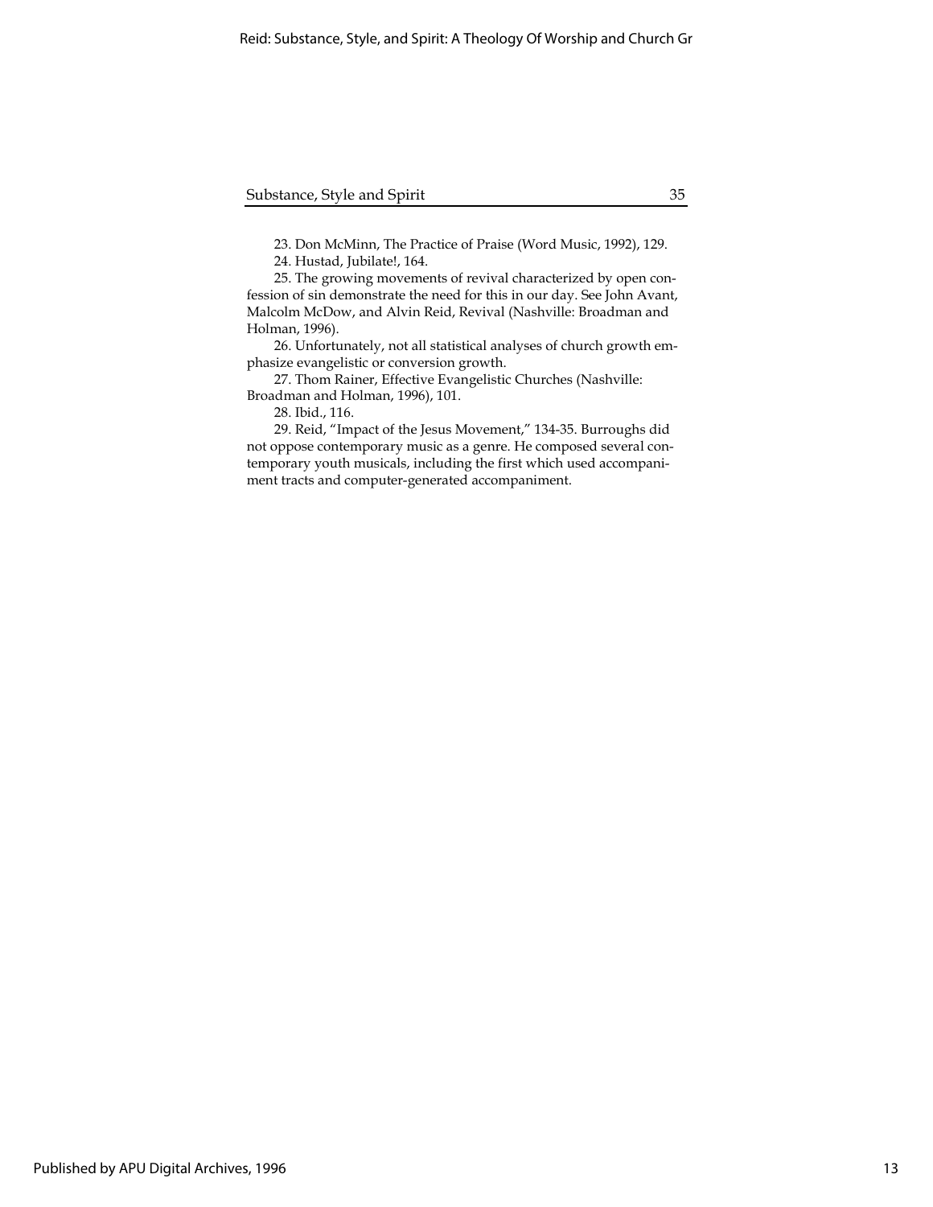23. Don McMinn, The Practice of Praise (Word Music, 1992), 129.

24. Hustad, Jubilate!, 164.

25. The growing movements of revival characterized by open confession of sin demonstrate the need for this in our day. See John Avant, Malcolm McDow, and Alvin Reid, Revival (Nashville: Broadman and Holman, 1996).

26. Unfortunately, not all statistical analyses of church growth emphasize evangelistic or conversion growth.

27. Thom Rainer, Effective Evangelistic Churches (Nashville: Broadman and Holman, 1996), 101.

28. Ibid., 116.

29. Reid, "Impact of the Jesus Movement," 134-35. Burroughs did not oppose contemporary music as a genre. He composed several contemporary youth musicals, including the first which used accompaniment tracts and computer-generated accompaniment.